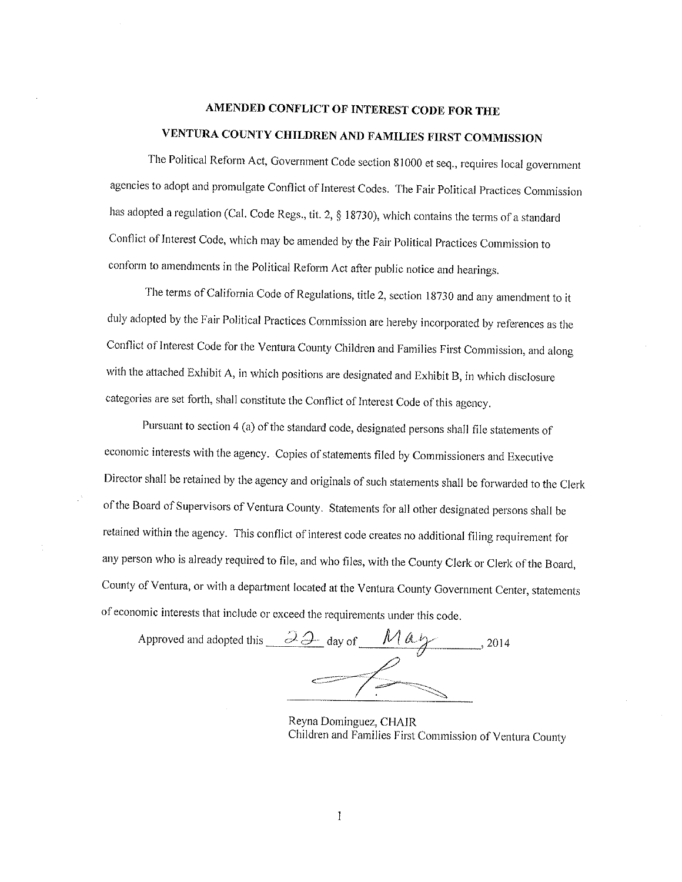# AMENDED CONFLICT OF INTEREST CODE FOR THE

# VENTURA COUNTY CHILDREN AND FAMILIES FIRST COMMISSION

The Political Reform Act, Government Code section 81000 et seq., requires local government agencies to adopt and promulgate Conflict of Interest Codes. The Fair Political Practices Commission has adopted a regulation (Cal. Code Regs., tit. 2, § 18730), which contains the terms of a standard Conflict of Interest Code, which may be amended by the Fair Political Practices Commission to conform to amendments in the Political Reform Act after public notice and hearings.

The terms of California Code of Regulations, title 2, section 18730 and any amendment to it duly adopted by the Fair Political Practices Commission are hereby incorporated by references as the Conflict of Interest Code for the Ventura County Children and Families First Commission, and along with the attached Exhibit A, in which positions are designated and Exhibit B, in which disclosure categories are set forth, shall constitute the Conflict of Interest Code of this agency.

Pursuant to section 4 (a) of the standard code, designated persons shall file statements of economic interests with the agency. Copies of statements filed by Commissioners and Executive Director shall be retained by the agency and originals of such statements shall be forwarded to the Clerk of the Board of Supervisors of Ventura County. Statements for all other designated persons shall be retained within the agency. This conflict of interest code creates no additional filing requirement for any person who is already required to file, and who files, with the County Clerk or Clerk of the Board, County of Ventura, or with a department located at the Ventura County Government Center, statements of economic interests that include or exceed the requirements under this code.

Approved and adopted this 22 day of May, 2014

Reyna Dominguez, CHAIR
Children and Families First Commission of Ventura County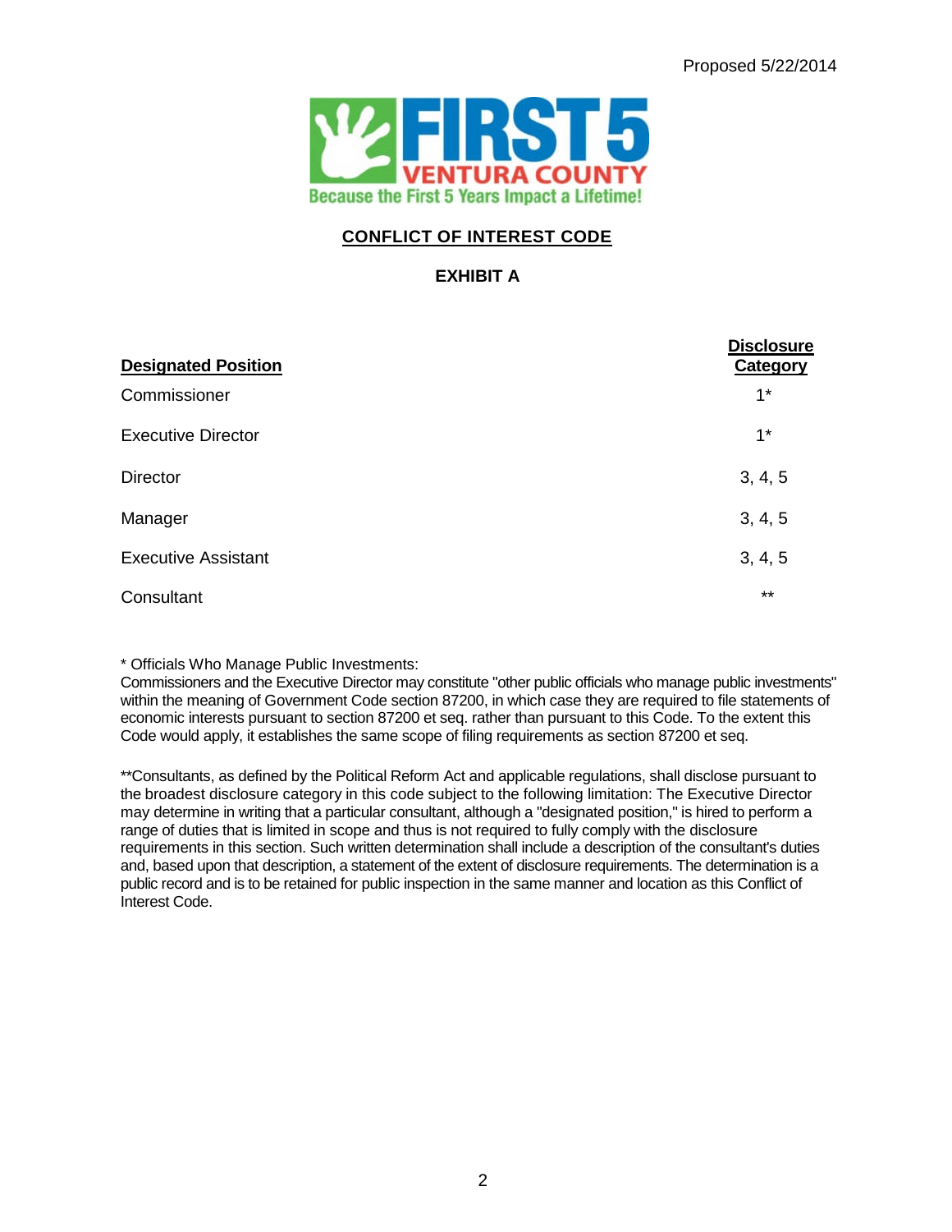Proposed 5/22/2014

FIRST 5 VENTURA COUNTY

Because the First 5 Years Impact a Lifetime!

## CONFLICT OF INTEREST CODE

### EXHIBIT A

| Designated Position | Disclosure Category |
| --- | --- |
| Commissioner | 1* |
| Executive Director | 1* |
| Director | 3, 4, 5 |
| Manager | 3, 4, 5 |
| Executive Assistant | 3, 4, 5 |
| Consultant | ** |

* Officials Who Manage Public Investments:
Commissioners and the Executive Director may constitute "other public officials who manage public investments" within the meaning of Government Code section 87200, in which case they are required to file statements of economic interests pursuant to section 87200 et seq. rather than pursuant to this Code. To the extent this Code would apply, it establishes the same scope of filing requirements as section 87200 et seq.

**Consultants, as defined by the Political Reform Act and applicable regulations, shall disclose pursuant to the broadest disclosure category in this code subject to the following limitation: The Executive Director may determine in writing that a particular consultant, although a "designated position," is hired to perform a range of duties that is limited in scope and thus is not required to fully comply with the disclosure requirements in this section. Such written determination shall include a description of the consultant's duties and, based upon that description, a statement of the extent of disclosure requirements. The determination is a public record and is to be retained for public inspection in the same manner and location as this Conflict of Interest Code.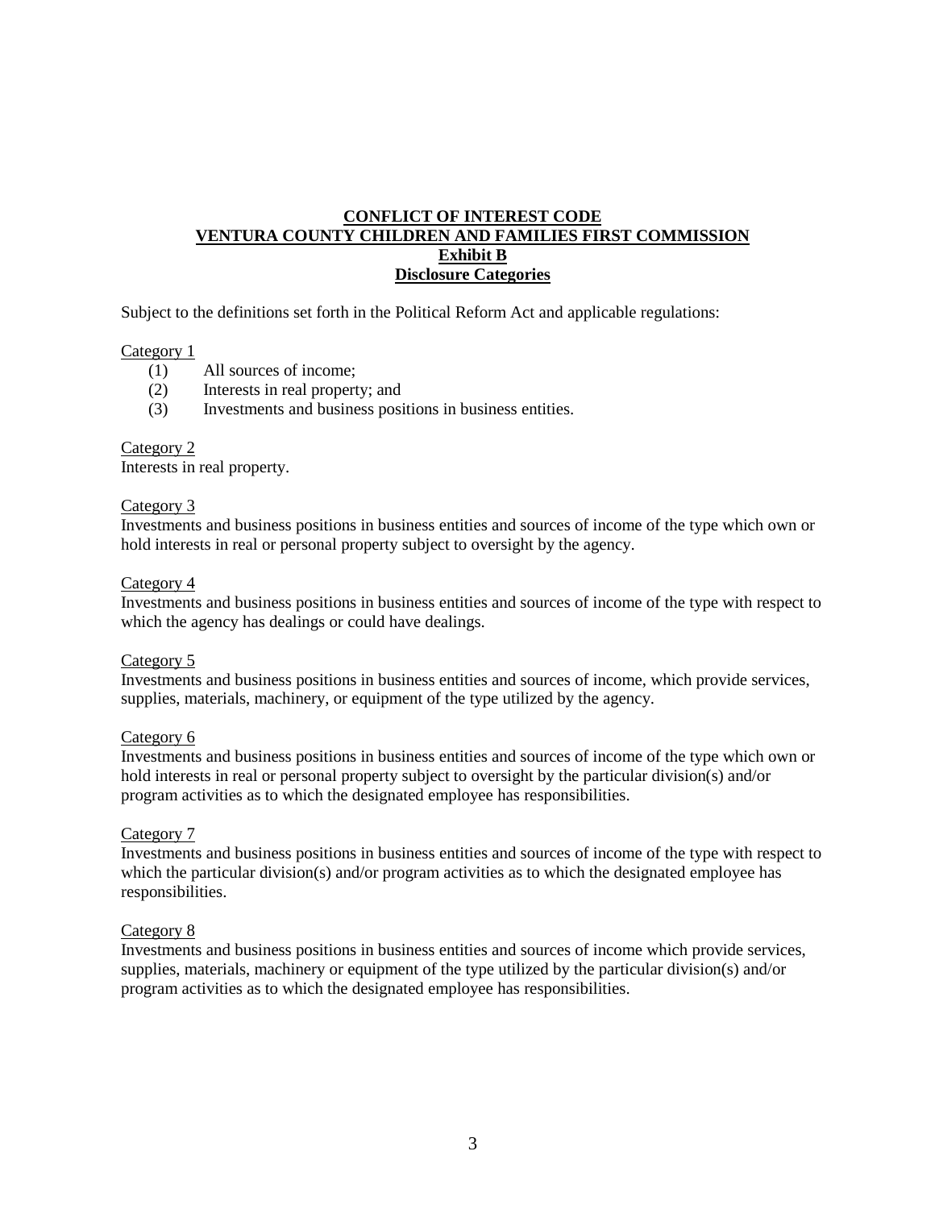**CONFLICT OF INTEREST CODE**
**VENTURA COUNTY CHILDREN AND FAMILIES FIRST COMMISSION**
**Exhibit B**
**Disclosure Categories**

Subject to the definitions set forth in the Political Reform Act and applicable regulations:

Category 1

(1) All sources of income;
(2) Interests in real property; and
(3) Investments and business positions in business entities.

Category 2

Interests in real property.

Category 3

Investments and business positions in business entities and sources of income of the type which own or hold interests in real or personal property subject to oversight by the agency.

Category 4

Investments and business positions in business entities and sources of income of the type with respect to which the agency has dealings or could have dealings.

Category 5

Investments and business positions in business entities and sources of income, which provide services, supplies, materials, machinery, or equipment of the type utilized by the agency.

Category 6

Investments and business positions in business entities and sources of income of the type which own or hold interests in real or personal property subject to oversight by the particular division(s) and/or program activities as to which the designated employee has responsibilities.

Category 7

Investments and business positions in business entities and sources of income of the type with respect to which the particular division(s) and/or program activities as to which the designated employee has responsibilities.

Category 8

Investments and business positions in business entities and sources of income which provide services, supplies, materials, machinery or equipment of the type utilized by the particular division(s) and/or program activities as to which the designated employee has responsibilities.